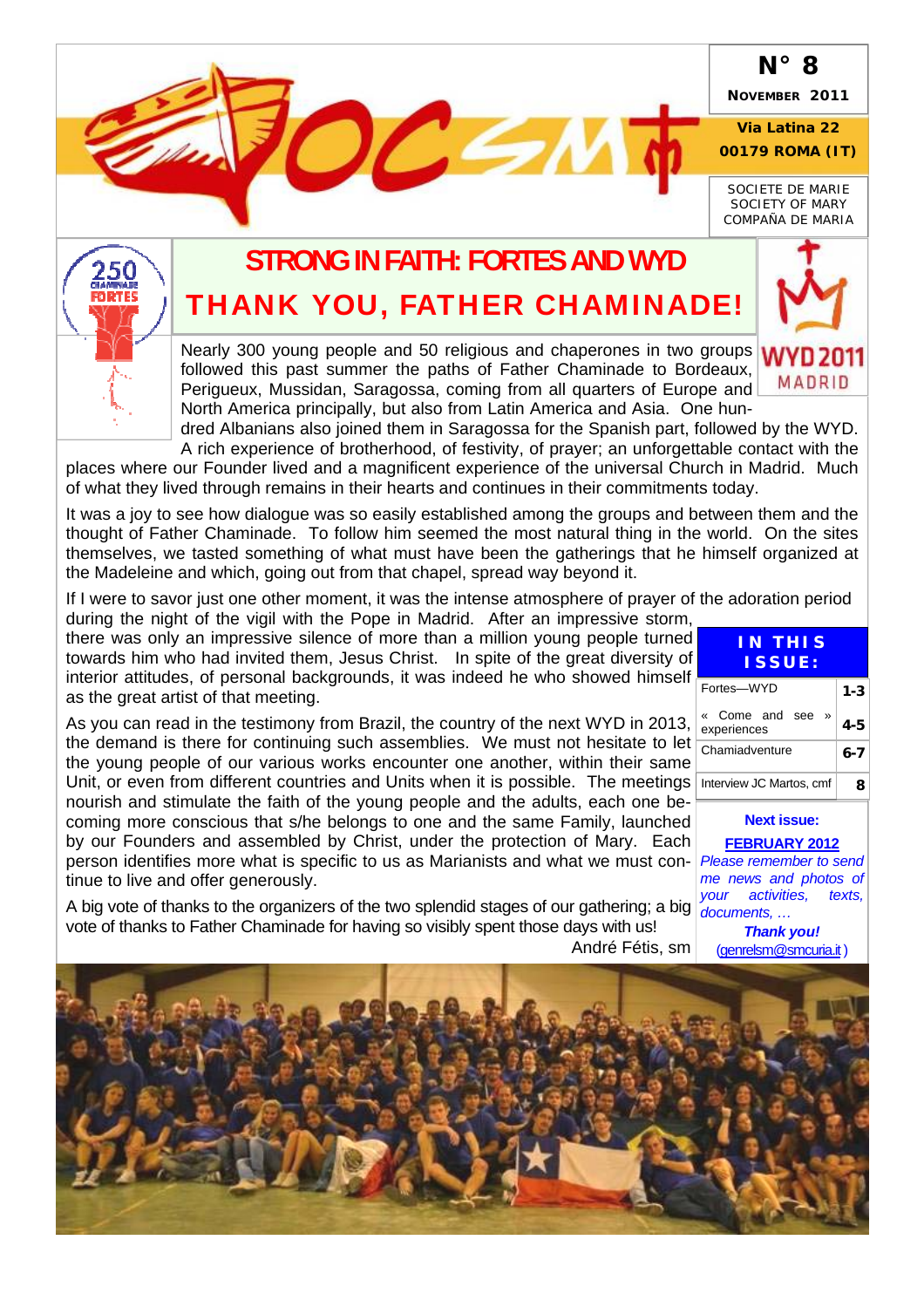**N° 8**

**November 2011**

**Via Latina 22**
**00179 ROMA (IT)**

SOCIETE DE MARIE
SOCIETY OF MARY
COMPAÑA DE MARIA

# STRONG IN FAITH: FORTES AND WYD

# THANK YOU, FATHER CHAMINADE!

Nearly 300 young people and 50 religious and chaperones in two groups followed this past summer the paths of Father Chaminade to Bordeaux, Perigueux, Mussidan, Saragossa, coming from all quarters of Europe and North America principally, but also from Latin America and Asia. One hundred Albanians also joined them in Saragossa for the Spanish part, followed by the WYD. A rich experience of brotherhood, of festivity, of prayer; an unforgettable contact with the places where our Founder lived and a magnificent experience of the universal Church in Madrid. Much of what they lived through remains in their hearts and continues in their commitments today.

It was a joy to see how dialogue was so easily established among the groups and between them and the thought of Father Chaminade. To follow him seemed the most natural thing in the world. On the sites themselves, we tasted something of what must have been the gatherings that he himself organized at the Madeleine and which, going out from that chapel, spread way beyond it.

If I were to savor just one other moment, it was the intense atmosphere of prayer of the adoration period during the night of the vigil with the Pope in Madrid. After an impressive storm, there was only an impressive silence of more than a million young people turned towards him who had invited them, Jesus Christ. In spite of the great diversity of interior attitudes, of personal backgrounds, it was indeed he who showed himself as the great artist of that meeting.

As you can read in the testimony from Brazil, the country of the next WYD in 2013, the demand is there for continuing such assemblies. We must not hesitate to let the young people of our various works encounter one another, within their same Unit, or even from different countries and Units when it is possible. The meetings nourish and stimulate the faith of the young people and the adults, each one becoming more conscious that s/he belongs to one and the same Family, launched by our Founders and assembled by Christ, under the protection of Mary. Each person identifies more what is specific to us as Marianists and what we must continue to live and offer generously.

A big vote of thanks to the organizers of the two splendid stages of our gathering; a big vote of thanks to Father Chaminade for having so visibly spent those days with us!

André Fétis, sm

| IN THIS ISSUE: | |
|---|---|
| Fortes—WYD | 1-3 |
| « Come and see » experiences | 4-5 |
| Chamiadventure | 6-7 |
| Interview JC Martos, cmf | 8 |

**Next issue:**

**FEBRUARY 2012**

*Please remember to send me news and photos of your activities, texts, documents, …*

***Thank you!***

(genrelsm@smcuria.it)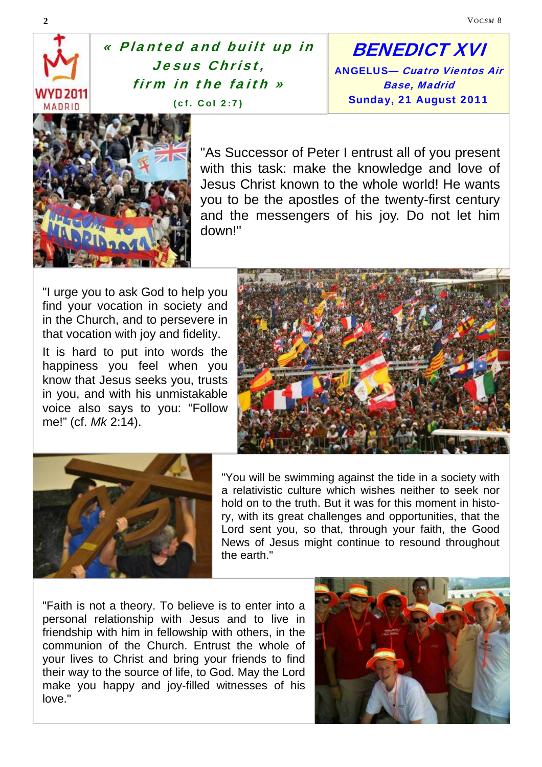*« Planted and built up in Jesus Christ, firm in the faith »*

**(cf. Col 2:7)**

# BENEDICT XVI

**ANGELUS— *Cuatro Vientos Air Base, Madrid***

**Sunday, 21 August 2011**

"As Successor of Peter I entrust all of you present with this task: make the knowledge and love of Jesus Christ known to the whole world! He wants you to be the apostles of the twenty-first century and the messengers of his joy. Do not let him down!"

"I urge you to ask God to help you find your vocation in society and in the Church, and to persevere in that vocation with joy and fidelity.

It is hard to put into words the happiness you feel when you know that Jesus seeks you, trusts in you, and with his unmistakable voice also says to you: "Follow me!" (cf. *Mk* 2:14).

"You will be swimming against the tide in a society with a relativistic culture which wishes neither to seek nor hold on to the truth. But it was for this moment in history, with its great challenges and opportunities, that the Lord sent you, so that, through your faith, the Good News of Jesus might continue to resound throughout the earth."

"Faith is not a theory. To believe is to enter into a personal relationship with Jesus and to live in friendship with him in fellowship with others, in the communion of the Church. Entrust the whole of your lives to Christ and bring your friends to find their way to the source of life, to God. May the Lord make you happy and joy-filled witnesses of his love."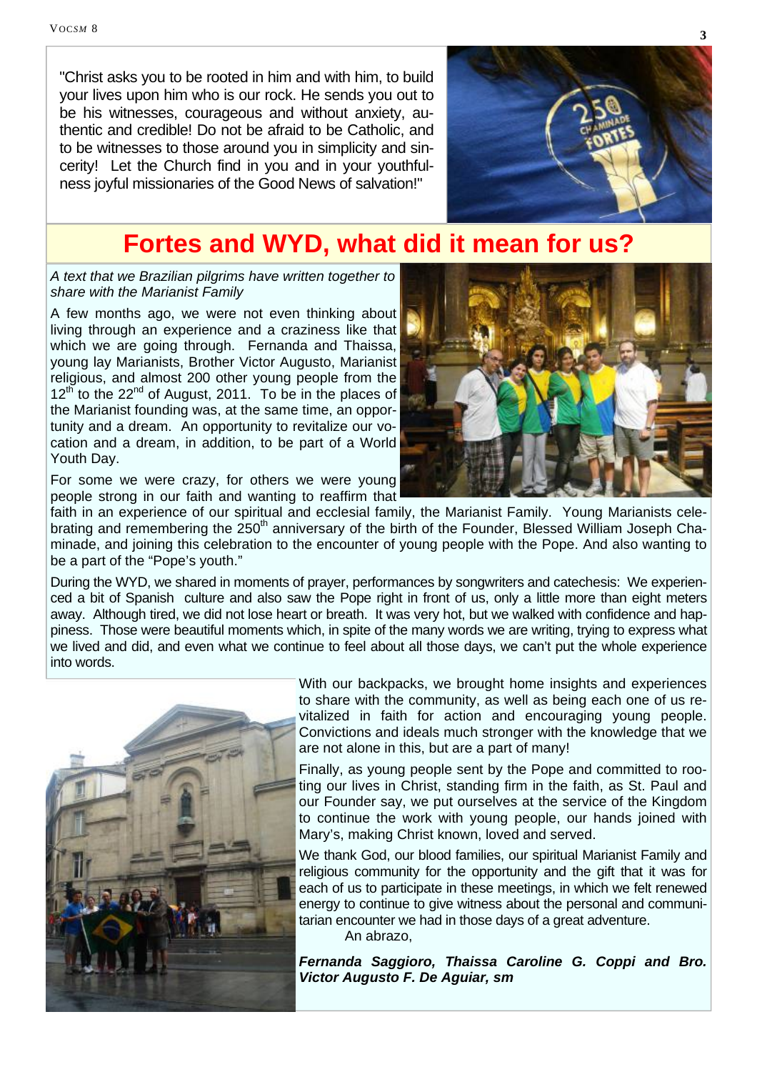"Christ asks you to be rooted in him and with him, to build your lives upon him who is our rock. He sends you out to be his witnesses, courageous and without anxiety, authentic and credible! Do not be afraid to be Catholic, and to be witnesses to those around you in simplicity and sincerity! Let the Church find in you and in your youthfulness joyful missionaries of the Good News of salvation!"

# Fortes and WYD, what did it mean for us?

*A text that we Brazilian pilgrims have written together to share with the Marianist Family*

A few months ago, we were not even thinking about living through an experience and a craziness like that which we are going through. Fernanda and Thaissa, young lay Marianists, Brother Victor Augusto, Marianist religious, and almost 200 other young people from the 12th to the 22nd of August, 2011. To be in the places of the Marianist founding was, at the same time, an opportunity and a dream. An opportunity to revitalize our vocation and a dream, in addition, to be part of a World Youth Day.

For some we were crazy, for others we were young people strong in our faith and wanting to reaffirm that faith in an experience of our spiritual and ecclesial family, the Marianist Family. Young Marianists celebrating and remembering the 250th anniversary of the birth of the Founder, Blessed William Joseph Chaminade, and joining this celebration to the encounter of young people with the Pope. And also wanting to be a part of the "Pope's youth."

During the WYD, we shared in moments of prayer, performances by songwriters and catechesis: We experienced a bit of Spanish culture and also saw the Pope right in front of us, only a little more than eight meters away. Although tired, we did not lose heart or breath. It was very hot, but we walked with confidence and happiness. Those were beautiful moments which, in spite of the many words we are writing, trying to express what we lived and did, and even what we continue to feel about all those days, we can't put the whole experience into words.

With our backpacks, we brought home insights and experiences to share with the community, as well as being each one of us revitalized in faith for action and encouraging young people. Convictions and ideals much stronger with the knowledge that we are not alone in this, but are a part of many!

Finally, as young people sent by the Pope and committed to rooting our lives in Christ, standing firm in the faith, as St. Paul and our Founder say, we put ourselves at the service of the Kingdom to continue the work with young people, our hands joined with Mary's, making Christ known, loved and served.

We thank God, our blood families, our spiritual Marianist Family and religious community for the opportunity and the gift that it was for each of us to participate in these meetings, in which we felt renewed energy to continue to give witness about the personal and communitarian encounter we had in those days of a great adventure.

An abrazo,

***Fernanda Saggioro, Thaissa Caroline G. Coppi and Bro. Victor Augusto F. De Aguiar, sm***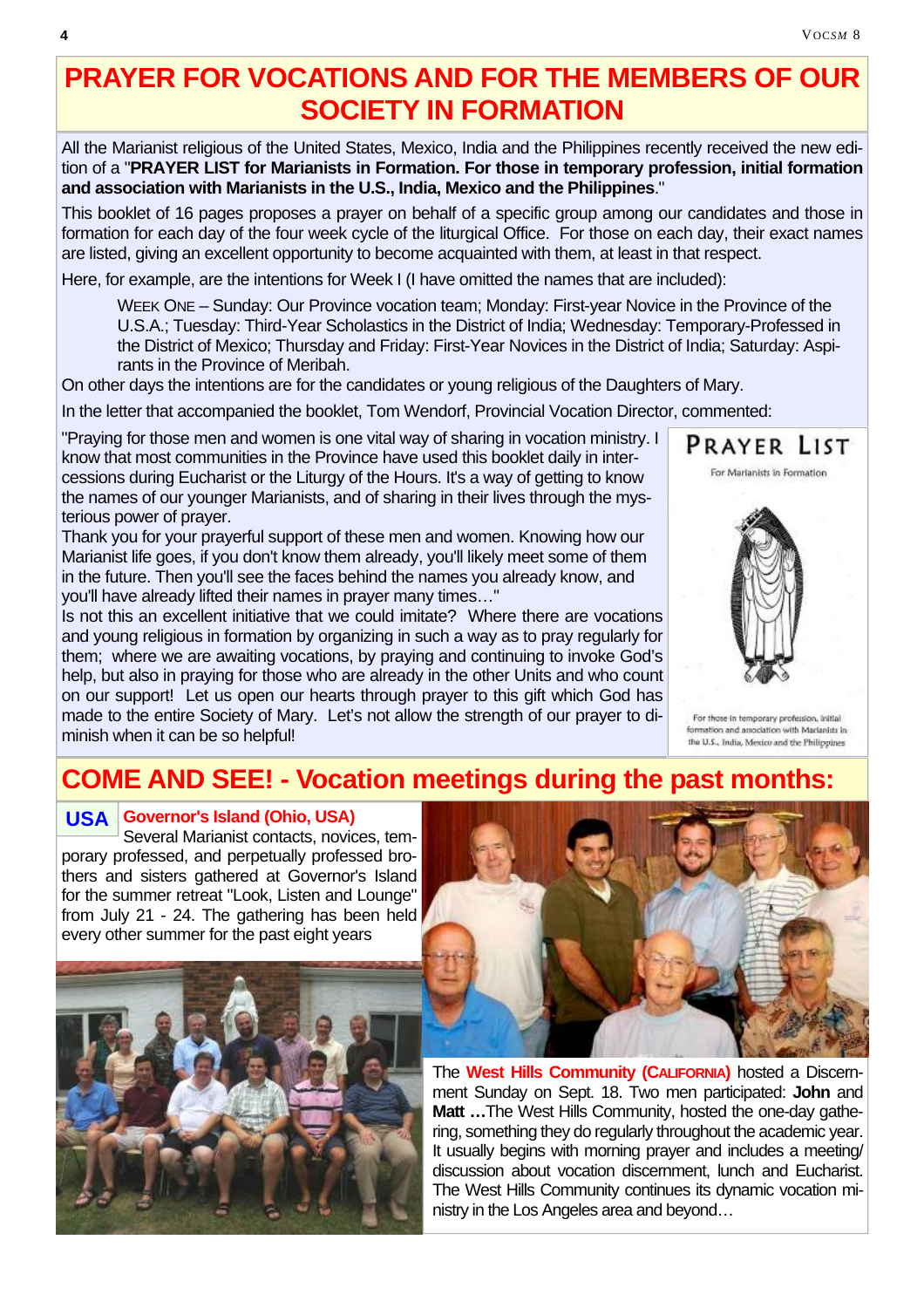# PRAYER FOR VOCATIONS AND FOR THE MEMBERS OF OUR SOCIETY IN FORMATION

All the Marianist religious of the United States, Mexico, India and the Philippines recently received the new edition of a "**PRAYER LIST for Marianists in Formation. For those in temporary profession, initial formation and association with Marianists in the U.S., India, Mexico and the Philippines**."

This booklet of 16 pages proposes a prayer on behalf of a specific group among our candidates and those in formation for each day of the four week cycle of the liturgical Office. For those on each day, their exact names are listed, giving an excellent opportunity to become acquainted with them, at least in that respect.

Here, for example, are the intentions for Week I (I have omitted the names that are included):

> WEEK ONE – Sunday: Our Province vocation team; Monday: First-year Novice in the Province of the U.S.A.; Tuesday: Third-Year Scholastics in the District of India; Wednesday: Temporary-Professed in the District of Mexico; Thursday and Friday: First-Year Novices in the District of India; Saturday: Aspirants in the Province of Meribah.

On other days the intentions are for the candidates or young religious of the Daughters of Mary.

In the letter that accompanied the booklet, Tom Wendorf, Provincial Vocation Director, commented:

"Praying for those men and women is one vital way of sharing in vocation ministry. I know that most communities in the Province have used this booklet daily in intercessions during Eucharist or the Liturgy of the Hours. It's a way of getting to know the names of our younger Marianists, and of sharing in their lives through the mysterious power of prayer.

Thank you for your prayerful support of these men and women. Knowing how our Marianist life goes, if you don't know them already, you'll likely meet some of them in the future. Then you'll see the faces behind the names you already know, and you'll have already lifted their names in prayer many times…"

Is not this an excellent initiative that we could imitate? Where there are vocations and young religious in formation by organizing in such a way as to pray regularly for them; where we are awaiting vocations, by praying and continuing to invoke God's help, but also in praying for those who are already in the other Units and who count on our support! Let us open our hearts through prayer to this gift which God has made to the entire Society of Mary. Let's not allow the strength of our prayer to diminish when it can be so helpful!

PRAYER LIST

For Marianists in Formation

For those in temporary profession, initial formation and association with Marianists in the U.S., India, Mexico and the Philippines

# COME AND SEE! - Vocation meetings during the past months:

## USA

### Governor's Island (Ohio, USA)

Several Marianist contacts, novices, temporary professed, and perpetually professed brothers and sisters gathered at Governor's Island for the summer retreat "Look, Listen and Lounge" from July 21 - 24. The gathering has been held every other summer for the past eight years

The **West Hills Community (CALIFORNIA)** hosted a Discernment Sunday on Sept. 18. Two men participated: **John** and **Matt …**The West Hills Community, hosted the one-day gathering, something they do regularly throughout the academic year. It usually begins with morning prayer and includes a meeting/ discussion about vocation discernment, lunch and Eucharist. The West Hills Community continues its dynamic vocation ministry in the Los Angeles area and beyond…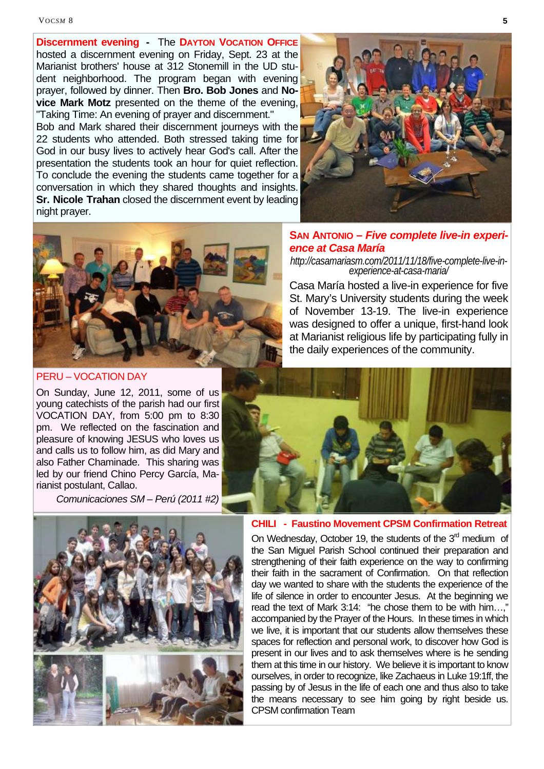## Discernment evening - The DAYTON VOCATION OFFICE

hosted a discernment evening on Friday, Sept. 23 at the Marianist brothers' house at 312 Stonemill in the UD student neighborhood. The program began with evening prayer, followed by dinner. Then **Bro. Bob Jones** and **Novice Mark Motz** presented on the theme of the evening, "Taking Time: An evening of prayer and discernment."

Bob and Mark shared their discernment journeys with the 22 students who attended. Both stressed taking time for God in our busy lives to actively hear God's call. After the presentation the students took an hour for quiet reflection. To conclude the evening the students came together for a conversation in which they shared thoughts and insights. **Sr. Nicole Trahan** closed the discernment event by leading night prayer.

## SAN ANTONIO – *Five complete live-in experience at Casa María*

*http://casamariasm.com/2011/11/18/five-complete-live-in-experience-at-casa-maria/*

Casa María hosted a live-in experience for five St. Mary's University students during the week of November 13-19. The live-in experience was designed to offer a unique, first-hand look at Marianist religious life by participating fully in the daily experiences of the community.

## PERU – VOCATION DAY

On Sunday, June 12, 2011, some of us young catechists of the parish had our first VOCATION DAY, from 5:00 pm to 8:30 pm. We reflected on the fascination and pleasure of knowing JESUS who loves us and calls us to follow him, as did Mary and also Father Chaminade. This sharing was led by our friend Chino Percy García, Marianist postulant, Callao.

*Comunicaciones SM – Perú (2011 #2)*

## CHILI - Faustino Movement CPSM Confirmation Retreat

On Wednesday, October 19, the students of the 3rd medium of the San Miguel Parish School continued their preparation and strengthening of their faith experience on the way to confirming their faith in the sacrament of Confirmation. On that reflection day we wanted to share with the students the experience of the life of silence in order to encounter Jesus. At the beginning we read the text of Mark 3:14: "he chose them to be with him…," accompanied by the Prayer of the Hours. In these times in which we live, it is important that our students allow themselves these spaces for reflection and personal work, to discover how God is present in our lives and to ask themselves where is he sending them at this time in our history. We believe it is important to know ourselves, in order to recognize, like Zachaeus in Luke 19:1ff, the passing by of Jesus in the life of each one and thus also to take the means necessary to see him going by right beside us. CPSM confirmation Team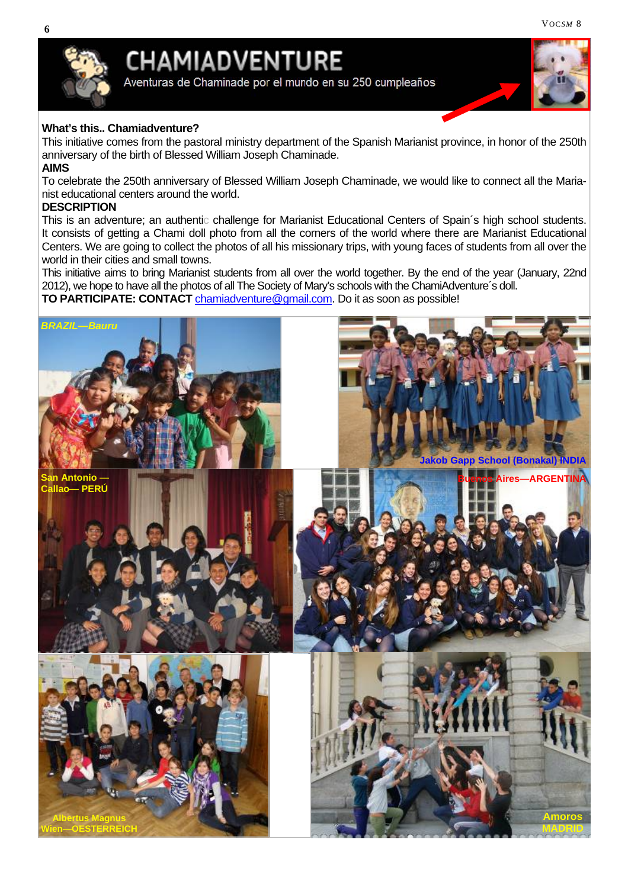# CHAMIADVENTURE

Aventuras de Chaminade por el mundo en su 250 cumpleaños

**What's this.. Chamiadventure?**

This initiative comes from the pastoral ministry department of the Spanish Marianist province, in honor of the 250th anniversary of the birth of Blessed William Joseph Chaminade.

**AIMS**

To celebrate the 250th anniversary of Blessed William Joseph Chaminade, we would like to connect all the Marianist educational centers around the world.

**DESCRIPTION**

This is an adventure; an authentic challenge for Marianist Educational Centers of Spain´s high school students. It consists of getting a Chami doll photo from all the corners of the world where there are Marianist Educational Centers. We are going to collect the photos of all his missionary trips, with young faces of students from all over the world in their cities and small towns.

This initiative aims to bring Marianist students from all over the world together. By the end of the year (January, 22nd 2012), we hope to have all the photos of all The Society of Mary's schools with the ChamiAdventure´s doll.

**TO PARTICIPATE: CONTACT** chamiadventure@gmail.com. Do it as soon as possible!

BRAZIL—Bauru

Jakob Gapp School (Bonakal) INDIA

San Antonio — Callao— PERÚ

Buenos Aires—ARGENTINA

Albertus Magnus Wien—OESTERREICH

Amoros MADRID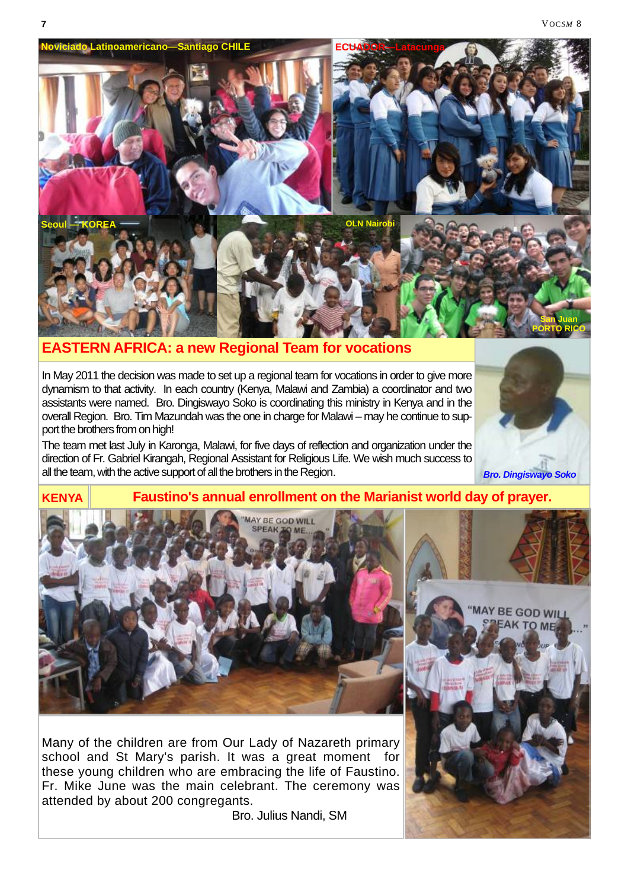Noviciado Latinoamericano—Santiago CHILE

ECUADOR—Latacunga

Seoul —KOREA

OLN Nairobi

San Juan PORTO RICO

## EASTERN AFRICA: a new Regional Team for vocations

In May 2011 the decision was made to set up a regional team for vocations in order to give more dynamism to that activity. In each country (Kenya, Malawi and Zambia) a coordinator and two assistants were named. Bro. Dingiswayo Soko is coordinating this ministry in Kenya and in the overall Region. Bro. Tim Mazundah was the one in charge for Malawi – may he continue to support the brothers from on high!

The team met last July in Karonga, Malawi, for five days of reflection and organization under the direction of Fr. Gabriel Kirangah, Regional Assistant for Religious Life. We wish much success to all the team, with the active support of all the brothers in the Region.

*Bro. Dingiswayo Soko*

## KENYA — Faustino's annual enrollment on the Marianist world day of prayer.

Many of the children are from Our Lady of Nazareth primary school and St Mary's parish. It was a great moment for these young children who are embracing the life of Faustino. Fr. Mike June was the main celebrant. The ceremony was attended by about 200 congregants.

Bro. Julius Nandi, SM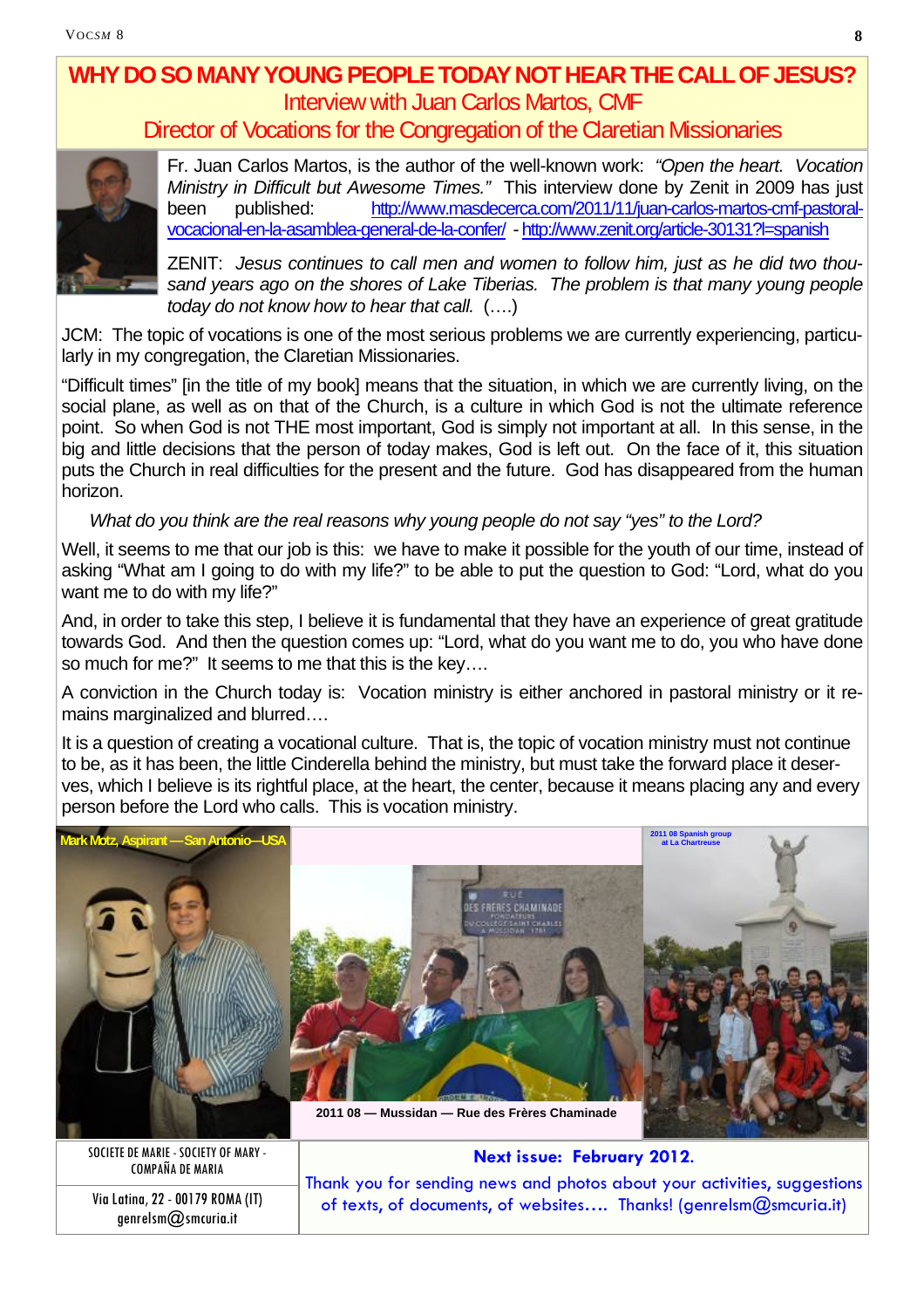# WHY DO SO MANY YOUNG PEOPLE TODAY NOT HEAR THE CALL OF JESUS?

## Interview with Juan Carlos Martos, CMF

## Director of Vocations for the Congregation of the Claretian Missionaries

Fr. Juan Carlos Martos, is the author of the well-known work: *"Open the heart. Vocation Ministry in Difficult but Awesome Times."* This interview done by Zenit in 2009 has just been published: http://www.masdecerca.com/2011/11/juan-carlos-martos-cmf-pastoral-vocacional-en-la-asamblea-general-de-la-confer/ - http://www.zenit.org/article-30131?l=spanish

ZENIT: *Jesus continues to call men and women to follow him, just as he did two thousand years ago on the shores of Lake Tiberias. The problem is that many young people today do not know how to hear that call.* (….)

JCM: The topic of vocations is one of the most serious problems we are currently experiencing, particularly in my congregation, the Claretian Missionaries.

"Difficult times" [in the title of my book] means that the situation, in which we are currently living, on the social plane, as well as on that of the Church, is a culture in which God is not the ultimate reference point. So when God is not THE most important, God is simply not important at all. In this sense, in the big and little decisions that the person of today makes, God is left out. On the face of it, this situation puts the Church in real difficulties for the present and the future. God has disappeared from the human horizon.

*What do you think are the real reasons why young people do not say "yes" to the Lord?*

Well, it seems to me that our job is this: we have to make it possible for the youth of our time, instead of asking "What am I going to do with my life?" to be able to put the question to God: "Lord, what do you want me to do with my life?"

And, in order to take this step, I believe it is fundamental that they have an experience of great gratitude towards God. And then the question comes up: "Lord, what do you want me to do, you who have done so much for me?" It seems to me that this is the key….

A conviction in the Church today is: Vocation ministry is either anchored in pastoral ministry or it remains marginalized and blurred….

It is a question of creating a vocational culture. That is, the topic of vocation ministry must not continue to be, as it has been, the little Cinderella behind the ministry, but must take the forward place it deserves, which I believe is its rightful place, at the heart, the center, because it means placing any and every person before the Lord who calls. This is vocation ministry.

Mark Motz, Aspirant —San Antonio—USA

2011 08 — Mussidan — Rue des Frères Chaminade

2011 08 Spanish group at La Chartreuse

SOCIETE DE MARIE - SOCIETY OF MARY - COMPAÑA DE MARIA

Via Latina, 22 - 00179 ROMA (IT)
genrelsm@smcuria.it

**Next issue: February 2012.**

Thank you for sending news and photos about your activities, suggestions of texts, of documents, of websites…. Thanks! (genrelsm@smcuria.it)